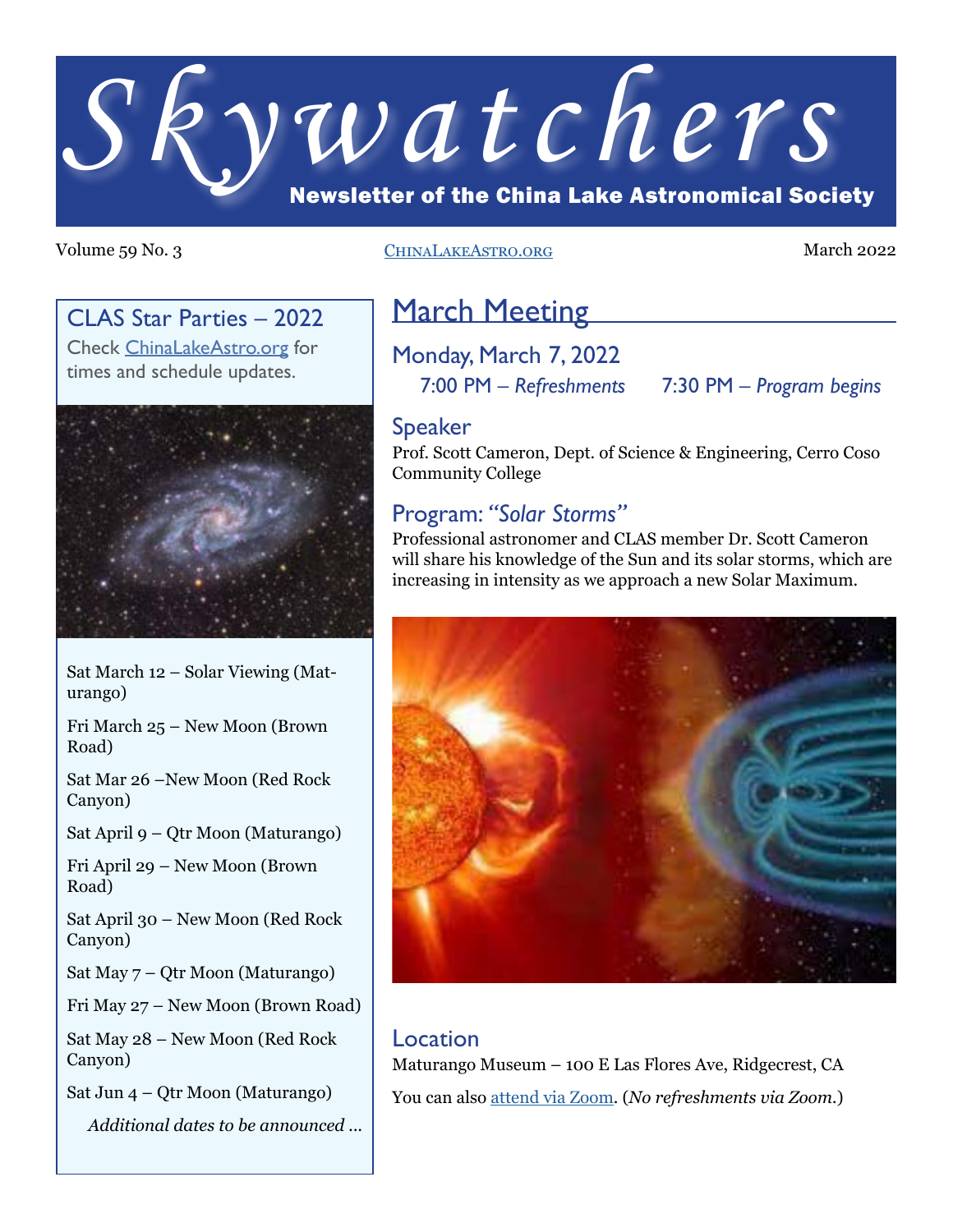# Skywatchers

**Newsletter of the China Lake Astronomical Society**

Volume 59 No. 3 | ChinaLakeAstro.org | March 2022

## March Meeting

### Monday, March 7, 2022

7:00 PM – *Refreshments* 7:30 PM – *Program begins*

### Speaker

Prof. Scott Cameron, Dept. of Science & Engineering, Cerro Coso Community College

### Program: *"Solar Storms"*

Professional astronomer and CLAS member Dr. Scott Cameron will share his knowledge of the Sun and its solar storms, which are increasing in intensity as we approach a new Solar Maximum.

### Location

Maturango Museum – 100 E Las Flores Ave, Ridgecrest, CA

You can also attend via Zoom. (*No refreshments via Zoom.*)

## CLAS Star Parties – 2022

Check ChinaLakeAstro.org for times and schedule updates.

Sat March 12 – Solar Viewing (Maturango)

Fri March 25 – New Moon (Brown Road)

Sat Mar 26 –New Moon (Red Rock Canyon)

Sat April 9 – Qtr Moon (Maturango)

Fri April 29 – New Moon (Brown Road)

Sat April 30 – New Moon (Red Rock Canyon)

Sat May 7 – Qtr Moon (Maturango)

Fri May 27 – New Moon (Brown Road)

Sat May 28 – New Moon (Red Rock Canyon)

Sat Jun 4 – Qtr Moon (Maturango)

*Additional dates to be announced ...*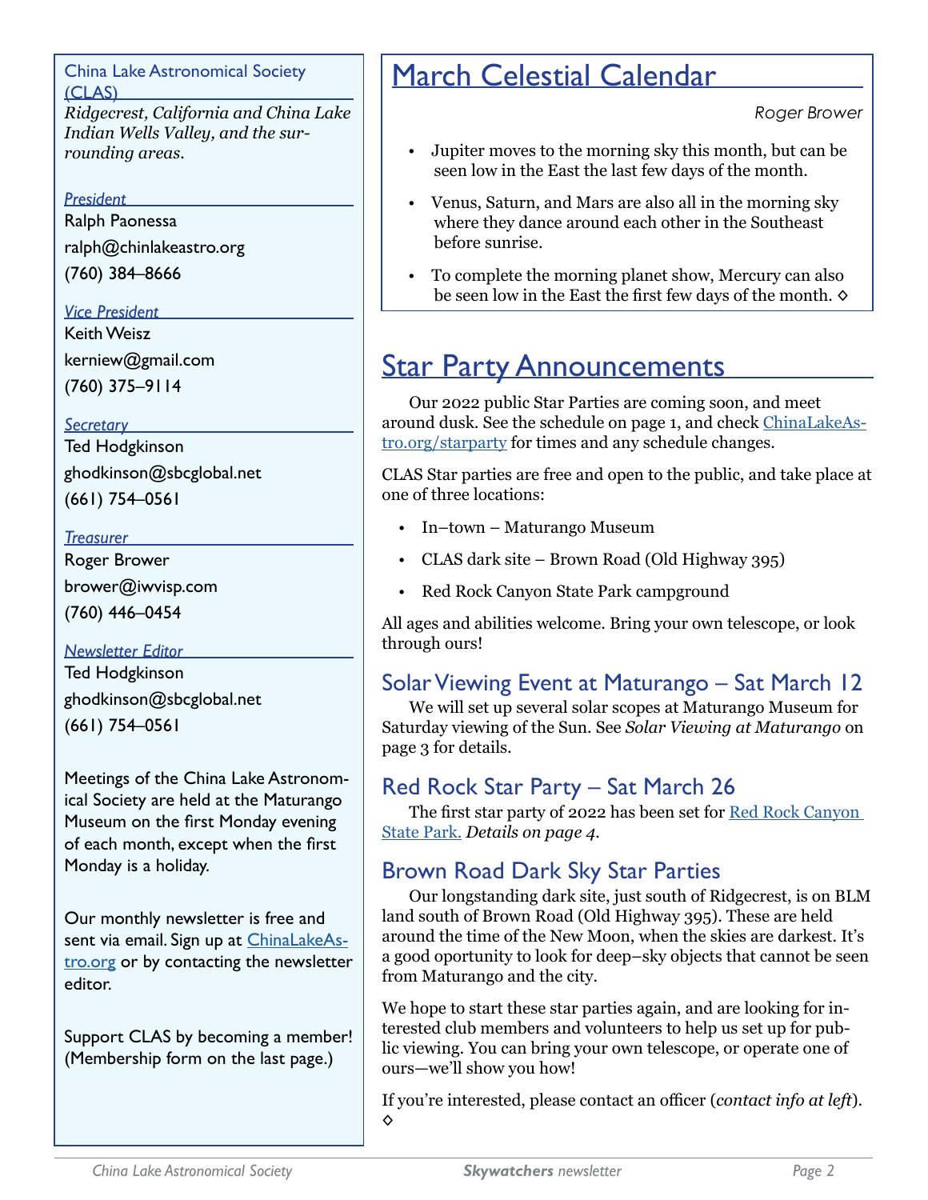China Lake Astronomical Society (CLAS)

*Ridgecrest, California and China Lake Indian Wells Valley, and the surrounding areas.*

*President*

Ralph Paonessa

ralph@chinlakeastro.org

(760) 384–8666

*Vice President*

Keith Weisz

kerniew@gmail.com

(760) 375–9114

*Secretary*

Ted Hodgkinson

ghodkinson@sbcglobal.net

(661) 754–0561

*Treasurer*

Roger Brower

brower@iwvisp.com

(760) 446–0454

*Newsletter Editor*

Ted Hodgkinson

ghodkinson@sbcglobal.net

(661) 754–0561

Meetings of the China Lake Astronomical Society are held at the Maturango Museum on the first Monday evening of each month, except when the first Monday is a holiday.

Our monthly newsletter is free and sent via email. Sign up at [ChinaLakeAstro.org](ChinaLakeAstro.org) or by contacting the newsletter editor.

Support CLAS by becoming a member! (Membership form on the last page.)

# March Celestial Calendar

*Roger Brower*

- Jupiter moves to the morning sky this month, but can be seen low in the East the last few days of the month.
- Venus, Saturn, and Mars are also all in the morning sky where they dance around each other in the Southeast before sunrise.
- To complete the morning planet show, Mercury can also be seen low in the East the first few days of the month. ◇

# Star Party Announcements

Our 2022 public Star Parties are coming soon, and meet around dusk. See the schedule on page 1, and check [ChinaLakeAstro.org/starparty](ChinaLakeAstro.org/starparty) for times and any schedule changes.

CLAS Star parties are free and open to the public, and take place at one of three locations:

- In–town – Maturango Museum
- CLAS dark site – Brown Road (Old Highway 395)
- Red Rock Canyon State Park campground

All ages and abilities welcome. Bring your own telescope, or look through ours!

## Solar Viewing Event at Maturango – Sat March 12

We will set up several solar scopes at Maturango Museum for Saturday viewing of the Sun. See *Solar Viewing at Maturango* on page 3 for details.

## Red Rock Star Party – Sat March 26

The first star party of 2022 has been set for Red Rock Canyon State Park. *Details on page 4.*

## Brown Road Dark Sky Star Parties

Our longstanding dark site, just south of Ridgecrest, is on BLM land south of Brown Road (Old Highway 395). These are held around the time of the New Moon, when the skies are darkest. It's a good oportunity to look for deep–sky objects that cannot be seen from Maturango and the city.

We hope to start these star parties again, and are looking for interested club members and volunteers to help us set up for public viewing. You can bring your own telescope, or operate one of ours—we'll show you how!

If you're interested, please contact an officer (*contact info at left*). ◇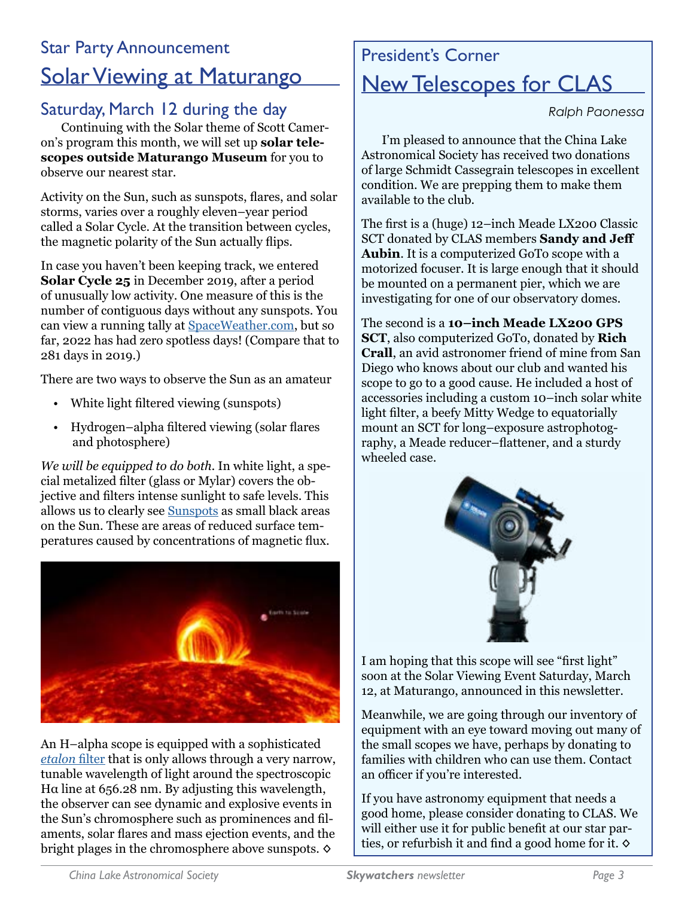Star Party Announcement

# Solar Viewing at Maturango

## Saturday, March 12 during the day

Continuing with the Solar theme of Scott Cameron's program this month, we will set up **solar telescopes outside Maturango Museum** for you to observe our nearest star.

Activity on the Sun, such as sunspots, flares, and solar storms, varies over a roughly eleven–year period called a Solar Cycle. At the transition between cycles, the magnetic polarity of the Sun actually flips.

In case you haven't been keeping track, we entered **Solar Cycle 25** in December 2019, after a period of unusually low activity. One measure of this is the number of contiguous days without any sunspots. You can view a running tally at SpaceWeather.com, but so far, 2022 has had zero spotless days! (Compare that to 281 days in 2019.)

There are two ways to observe the Sun as an amateur

- White light filtered viewing (sunspots)
- Hydrogen–alpha filtered viewing (solar flares and photosphere)

*We will be equipped to do both.* In white light, a special metalized filter (glass or Mylar) covers the objective and filters intense sunlight to safe levels. This allows us to clearly see Sunspots as small black areas on the Sun. These are areas of reduced surface temperatures caused by concentrations of magnetic flux.

An H–alpha scope is equipped with a sophisticated *etalon* filter that is only allows through a very narrow, tunable wavelength of light around the spectroscopic Hα line at 656.28 nm. By adjusting this wavelength, the observer can see dynamic and explosive events in the Sun's chromosphere such as prominences and filaments, solar flares and mass ejection events, and the bright plages in the chromosphere above sunspots. ◊

President's Corner

# New Telescopes for CLAS

*Ralph Paonessa*

I'm pleased to announce that the China Lake Astronomical Society has received two donations of large Schmidt Cassegrain telescopes in excellent condition. We are prepping them to make them available to the club.

The first is a (huge) 12–inch Meade LX200 Classic SCT donated by CLAS members **Sandy and Jeff Aubin**. It is a computerized GoTo scope with a motorized focuser. It is large enough that it should be mounted on a permanent pier, which we are investigating for one of our observatory domes.

The second is a **10–inch Meade LX200 GPS SCT**, also computerized GoTo, donated by **Rich Crall**, an avid astronomer friend of mine from San Diego who knows about our club and wanted his scope to go to a good cause. He included a host of accessories including a custom 10–inch solar white light filter, a beefy Mitty Wedge to equatorially mount an SCT for long–exposure astrophotography, a Meade reducer–flattener, and a sturdy wheeled case.

I am hoping that this scope will see "first light" soon at the Solar Viewing Event Saturday, March 12, at Maturango, announced in this newsletter.

Meanwhile, we are going through our inventory of equipment with an eye toward moving out many of the small scopes we have, perhaps by donating to families with children who can use them. Contact an officer if you're interested.

If you have astronomy equipment that needs a good home, please consider donating to CLAS. We will either use it for public benefit at our star parties, or refurbish it and find a good home for it. ◊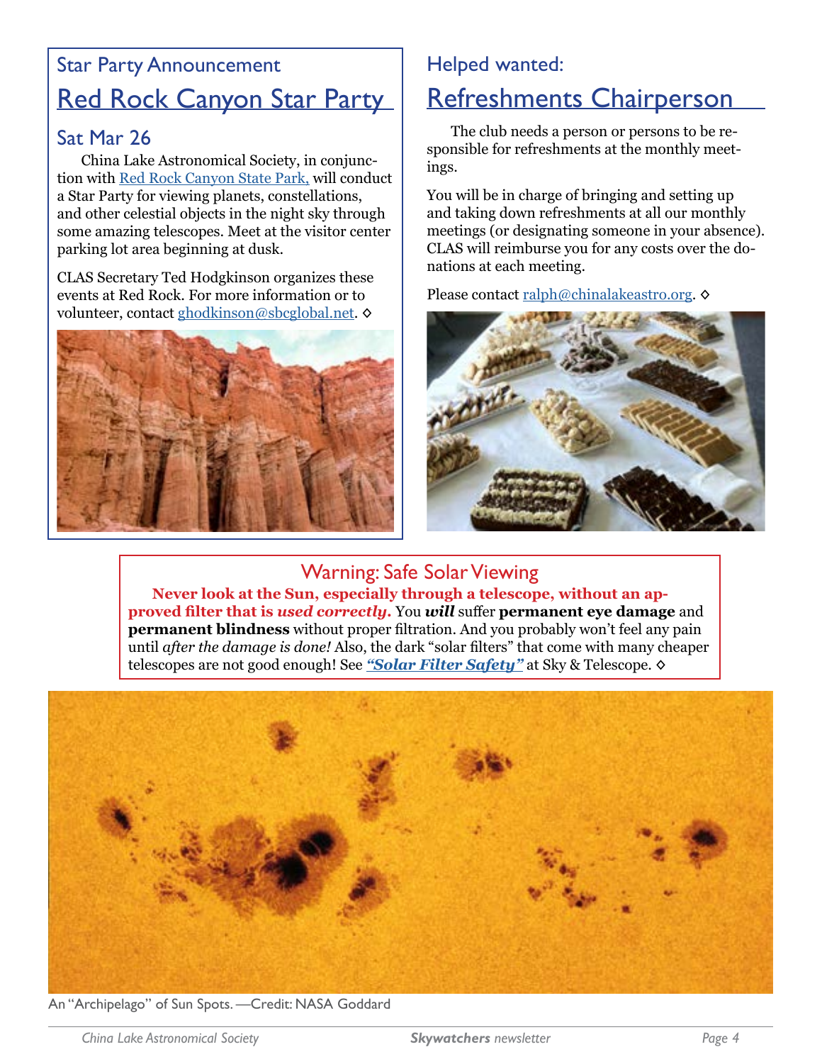Star Party Announcement

## Red Rock Canyon Star Party

### Sat Mar 26

China Lake Astronomical Society, in conjunction with Red Rock Canyon State Park, will conduct a Star Party for viewing planets, constellations, and other celestial objects in the night sky through some amazing telescopes. Meet at the visitor center parking lot area beginning at dusk.

CLAS Secretary Ted Hodgkinson organizes these events at Red Rock. For more information or to volunteer, contact ghodkinson@sbcglobal.net. ◇

Helped wanted:

## Refreshments Chairperson

The club needs a person or persons to be responsible for refreshments at the monthly meetings.

You will be in charge of bringing and setting up and taking down refreshments at all our monthly meetings (or designating someone in your absence). CLAS will reimburse you for any costs over the donations at each meeting.

Please contact ralph@chinalakeastro.org. ◇

### Warning: Safe Solar Viewing

**Never look at the Sun, especially through a telescope, without an approved filter that is *used correctly*.** You ***will*** suffer **permanent eye damage** and **permanent blindness** without proper filtration. And you probably won't feel any pain until *after the damage is done!* Also, the dark "solar filters" that come with many cheaper telescopes are not good enough! See ***"Solar Filter Safety"*** at Sky & Telescope. ◇

An "Archipelago" of Sun Spots. —Credit: NASA Goddard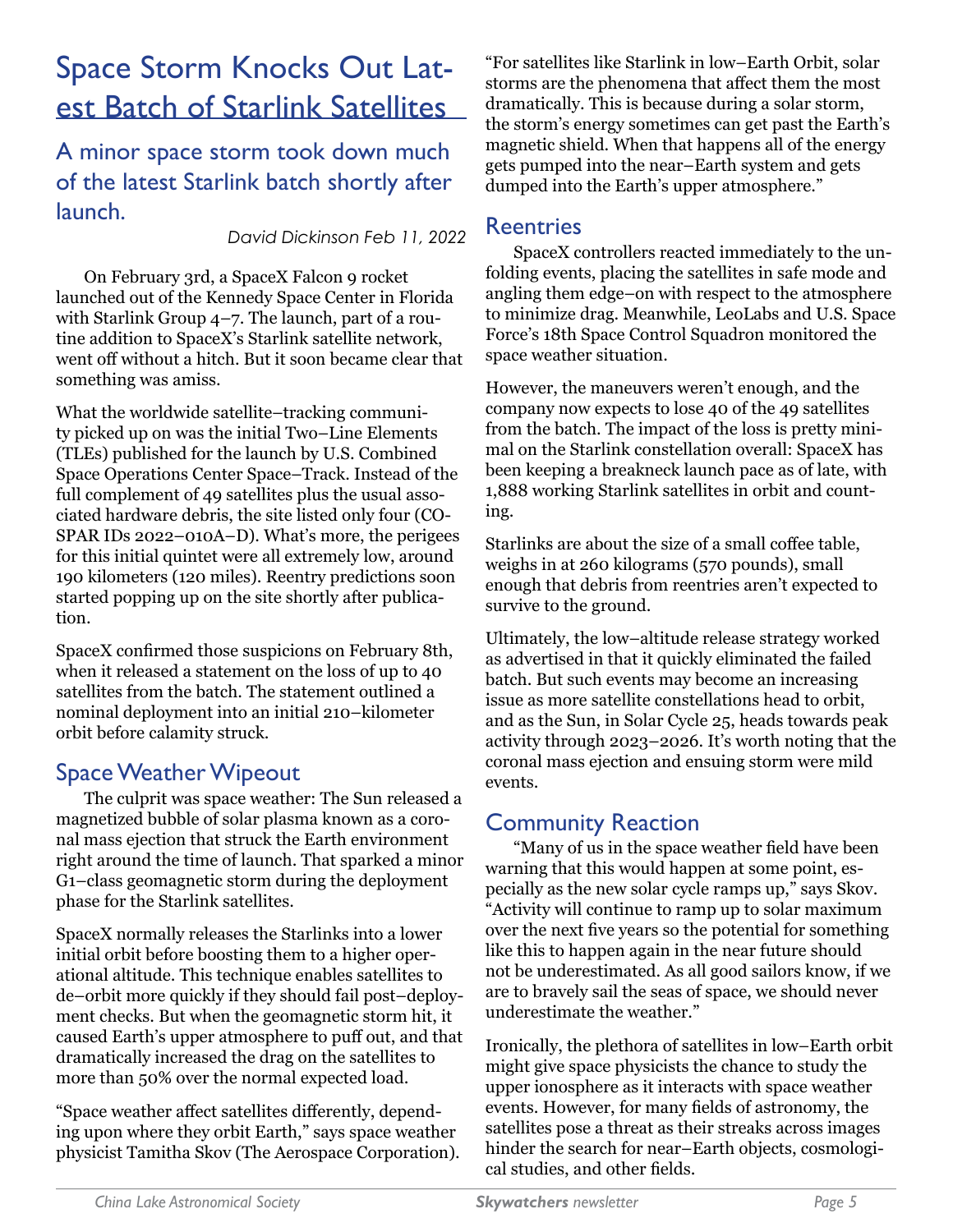# Space Storm Knocks Out Latest Batch of Starlink Satellites

## A minor space storm took down much of the latest Starlink batch shortly after launch.

*David Dickinson Feb 11, 2022*

On February 3rd, a SpaceX Falcon 9 rocket launched out of the Kennedy Space Center in Florida with Starlink Group 4–7. The launch, part of a routine addition to SpaceX's Starlink satellite network, went off without a hitch. But it soon became clear that something was amiss.

What the worldwide satellite–tracking community picked up on was the initial Two–Line Elements (TLEs) published for the launch by U.S. Combined Space Operations Center Space–Track. Instead of the full complement of 49 satellites plus the usual associated hardware debris, the site listed only four (COSPAR IDs 2022–010A–D). What's more, the perigees for this initial quintet were all extremely low, around 190 kilometers (120 miles). Reentry predictions soon started popping up on the site shortly after publication.

SpaceX confirmed those suspicions on February 8th, when it released a statement on the loss of up to 40 satellites from the batch. The statement outlined a nominal deployment into an initial 210–kilometer orbit before calamity struck.

## Space Weather Wipeout

The culprit was space weather: The Sun released a magnetized bubble of solar plasma known as a coronal mass ejection that struck the Earth environment right around the time of launch. That sparked a minor G1–class geomagnetic storm during the deployment phase for the Starlink satellites.

SpaceX normally releases the Starlinks into a lower initial orbit before boosting them to a higher operational altitude. This technique enables satellites to de–orbit more quickly if they should fail post–deployment checks. But when the geomagnetic storm hit, it caused Earth's upper atmosphere to puff out, and that dramatically increased the drag on the satellites to more than 50% over the normal expected load.

"Space weather affect satellites differently, depending upon where they orbit Earth," says space weather physicist Tamitha Skov (The Aerospace Corporation). "For satellites like Starlink in low–Earth Orbit, solar storms are the phenomena that affect them the most dramatically. This is because during a solar storm, the storm's energy sometimes can get past the Earth's magnetic shield. When that happens all of the energy gets pumped into the near–Earth system and gets dumped into the Earth's upper atmosphere."

## Reentries

SpaceX controllers reacted immediately to the unfolding events, placing the satellites in safe mode and angling them edge–on with respect to the atmosphere to minimize drag. Meanwhile, LeoLabs and U.S. Space Force's 18th Space Control Squadron monitored the space weather situation.

However, the maneuvers weren't enough, and the company now expects to lose 40 of the 49 satellites from the batch. The impact of the loss is pretty minimal on the Starlink constellation overall: SpaceX has been keeping a breakneck launch pace as of late, with 1,888 working Starlink satellites in orbit and counting.

Starlinks are about the size of a small coffee table, weighs in at 260 kilograms (570 pounds), small enough that debris from reentries aren't expected to survive to the ground.

Ultimately, the low–altitude release strategy worked as advertised in that it quickly eliminated the failed batch. But such events may become an increasing issue as more satellite constellations head to orbit, and as the Sun, in Solar Cycle 25, heads towards peak activity through 2023–2026. It's worth noting that the coronal mass ejection and ensuing storm were mild events.

## Community Reaction

"Many of us in the space weather field have been warning that this would happen at some point, especially as the new solar cycle ramps up," says Skov. "Activity will continue to ramp up to solar maximum over the next five years so the potential for something like this to happen again in the near future should not be underestimated. As all good sailors know, if we are to bravely sail the seas of space, we should never underestimate the weather."

Ironically, the plethora of satellites in low–Earth orbit might give space physicists the chance to study the upper ionosphere as it interacts with space weather events. However, for many fields of astronomy, the satellites pose a threat as their streaks across images hinder the search for near–Earth objects, cosmological studies, and other fields.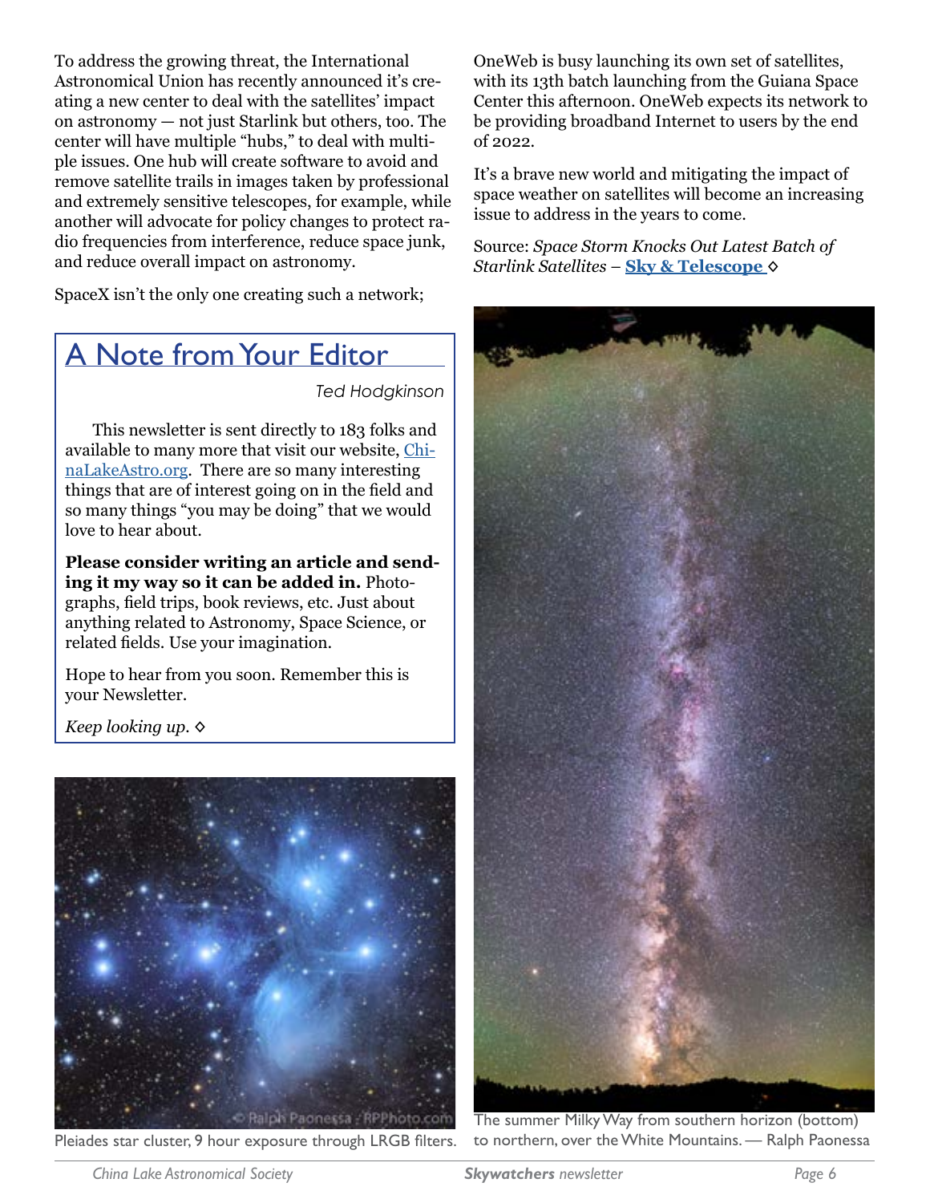To address the growing threat, the International Astronomical Union has recently announced it's creating a new center to deal with the satellites' impact on astronomy — not just Starlink but others, too. The center will have multiple "hubs," to deal with multiple issues. One hub will create software to avoid and remove satellite trails in images taken by professional and extremely sensitive telescopes, for example, while another will advocate for policy changes to protect radio frequencies from interference, reduce space junk, and reduce overall impact on astronomy.

SpaceX isn't the only one creating such a network; OneWeb is busy launching its own set of satellites, with its 13th batch launching from the Guiana Space Center this afternoon. OneWeb expects its network to be providing broadband Internet to users by the end of 2022.

It's a brave new world and mitigating the impact of space weather on satellites will become an increasing issue to address in the years to come.

Source: *Space Storm Knocks Out Latest Batch of Starlink Satellites* – **Sky & Telescope** ◇

## A Note from Your Editor

*Ted Hodgkinson*

This newsletter is sent directly to 183 folks and available to many more that visit our website, ChinaLakeAstro.org. There are so many interesting things that are of interest going on in the field and so many things "you may be doing" that we would love to hear about.

**Please consider writing an article and sending it my way so it can be added in.** Photographs, field trips, book reviews, etc. Just about anything related to Astronomy, Space Science, or related fields. Use your imagination.

Hope to hear from you soon. Remember this is your Newsletter.

*Keep looking up.* ◇

Pleiades star cluster, 9 hour exposure through LRGB filters.

The summer Milky Way from southern horizon (bottom) to northern, over the White Mountains. — Ralph Paonessa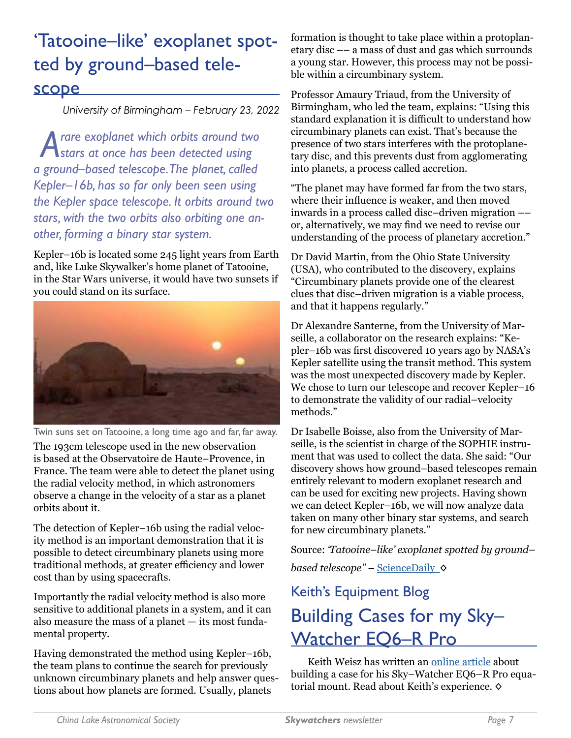# 'Tatooine–like' exoplanet spotted by ground–based telescope

*University of Birmingham – February 23, 2022*

*A rare exoplanet which orbits around two stars at once has been detected using a ground–based telescope. The planet, called Kepler–16b, has so far only been seen using the Kepler space telescope. It orbits around two stars, with the two orbits also orbiting one another, forming a binary star system.*

Kepler–16b is located some 245 light years from Earth and, like Luke Skywalker's home planet of Tatooine, in the Star Wars universe, it would have two sunsets if you could stand on its surface.

Twin suns set on Tatooine, a long time ago and far, far away.

The 193cm telescope used in the new observation is based at the Observatoire de Haute–Provence, in France. The team were able to detect the planet using the radial velocity method, in which astronomers observe a change in the velocity of a star as a planet orbits about it.

The detection of Kepler–16b using the radial velocity method is an important demonstration that it is possible to detect circumbinary planets using more traditional methods, at greater efficiency and lower cost than by using spacecrafts.

Importantly the radial velocity method is also more sensitive to additional planets in a system, and it can also measure the mass of a planet — its most fundamental property.

Having demonstrated the method using Kepler–16b, the team plans to continue the search for previously unknown circumbinary planets and help answer questions about how planets are formed. Usually, planets formation is thought to take place within a protoplanetary disc –– a mass of dust and gas which surrounds a young star. However, this process may not be possible within a circumbinary system.

Professor Amaury Triaud, from the University of Birmingham, who led the team, explains: "Using this standard explanation it is difficult to understand how circumbinary planets can exist. That's because the presence of two stars interferes with the protoplanetary disc, and this prevents dust from agglomerating into planets, a process called accretion.

"The planet may have formed far from the two stars, where their influence is weaker, and then moved inwards in a process called disc–driven migration –– or, alternatively, we may find we need to revise our understanding of the process of planetary accretion."

Dr David Martin, from the Ohio State University (USA), who contributed to the discovery, explains "Circumbinary planets provide one of the clearest clues that disc–driven migration is a viable process, and that it happens regularly."

Dr Alexandre Santerne, from the University of Marseille, a collaborator on the research explains: "Kepler–16b was first discovered 10 years ago by NASA's Kepler satellite using the transit method. This system was the most unexpected discovery made by Kepler. We chose to turn our telescope and recover Kepler–16 to demonstrate the validity of our radial–velocity methods."

Dr Isabelle Boisse, also from the University of Marseille, is the scientist in charge of the SOPHIE instrument that was used to collect the data. She said: "Our discovery shows how ground–based telescopes remain entirely relevant to modern exoplanet research and can be used for exciting new projects. Having shown we can detect Kepler–16b, we will now analyze data taken on many other binary star systems, and search for new circumbinary planets."

Source: *'Tatooine–like' exoplanet spotted by ground–based telescope"* – ScienceDaily ◇

## Keith's Equipment Blog

# Building Cases for my Sky–Watcher EQ6–R Pro

Keith Weisz has written an online article about building a case for his Sky–Watcher EQ6–R Pro equatorial mount. Read about Keith's experience. ◇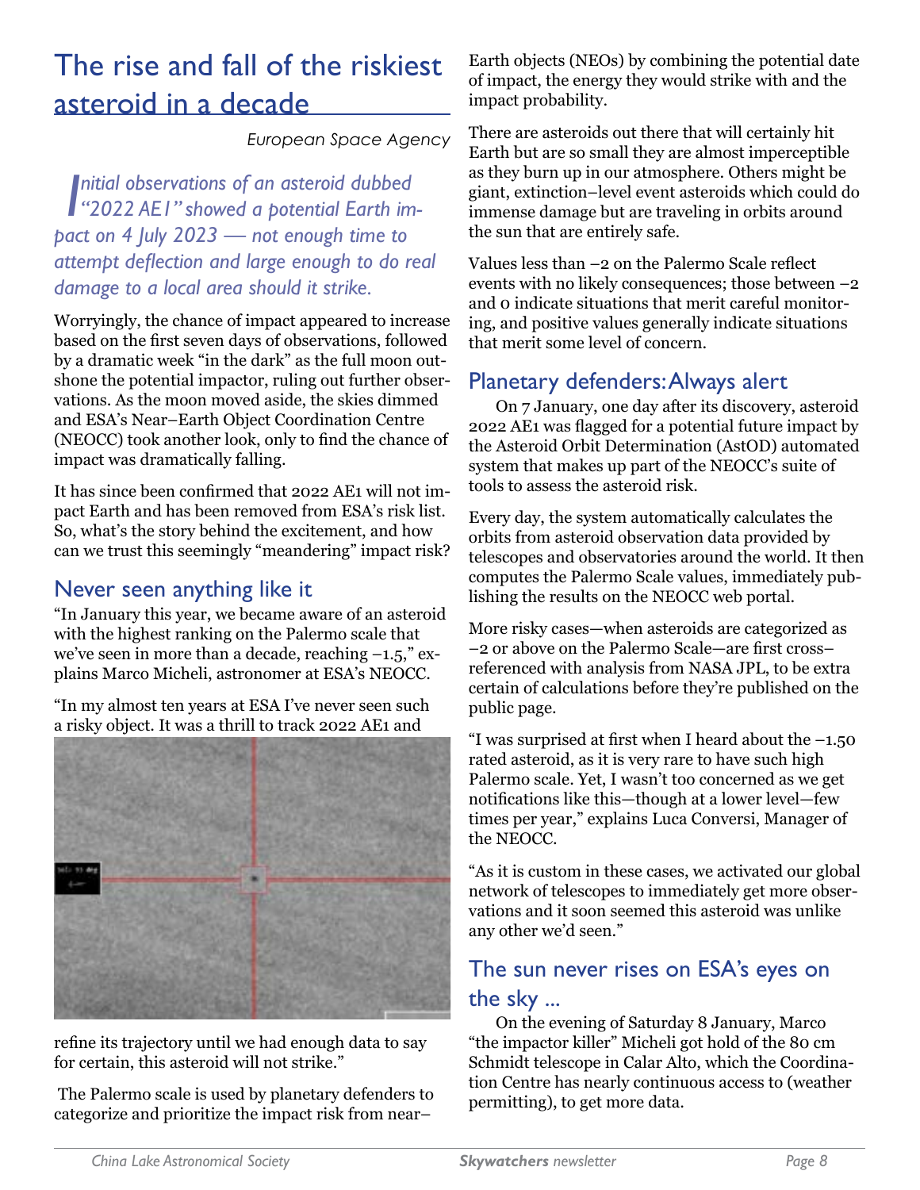# The rise and fall of the riskiest asteroid in a decade

*European Space Agency*

*Initial observations of an asteroid dubbed "2022 AE1" showed a potential Earth impact on 4 July 2023 — not enough time to attempt deflection and large enough to do real damage to a local area should it strike.*

Worryingly, the chance of impact appeared to increase based on the first seven days of observations, followed by a dramatic week "in the dark" as the full moon outshone the potential impactor, ruling out further observations. As the moon moved aside, the skies dimmed and ESA's Near–Earth Object Coordination Centre (NEOCC) took another look, only to find the chance of impact was dramatically falling.

It has since been confirmed that 2022 AE1 will not impact Earth and has been removed from ESA's risk list. So, what's the story behind the excitement, and how can we trust this seemingly "meandering" impact risk?

## Never seen anything like it

"In January this year, we became aware of an asteroid with the highest ranking on the Palermo scale that we've seen in more than a decade, reaching –1.5," explains Marco Micheli, astronomer at ESA's NEOCC.

"In my almost ten years at ESA I've never seen such a risky object. It was a thrill to track 2022 AE1 and refine its trajectory until we had enough data to say for certain, this asteroid will not strike."

The Palermo scale is used by planetary defenders to categorize and prioritize the impact risk from near–Earth objects (NEOs) by combining the potential date of impact, the energy they would strike with and the impact probability.

There are asteroids out there that will certainly hit Earth but are so small they are almost imperceptible as they burn up in our atmosphere. Others might be giant, extinction–level event asteroids which could do immense damage but are traveling in orbits around the sun that are entirely safe.

Values less than –2 on the Palermo Scale reflect events with no likely consequences; those between –2 and 0 indicate situations that merit careful monitoring, and positive values generally indicate situations that merit some level of concern.

## Planetary defenders: Always alert

On 7 January, one day after its discovery, asteroid 2022 AE1 was flagged for a potential future impact by the Asteroid Orbit Determination (AstOD) automated system that makes up part of the NEOCC's suite of tools to assess the asteroid risk.

Every day, the system automatically calculates the orbits from asteroid observation data provided by telescopes and observatories around the world. It then computes the Palermo Scale values, immediately publishing the results on the NEOCC web portal.

More risky cases—when asteroids are categorized as –2 or above on the Palermo Scale—are first cross–referenced with analysis from NASA JPL, to be extra certain of calculations before they're published on the public page.

"I was surprised at first when I heard about the –1.50 rated asteroid, as it is very rare to have such high Palermo scale. Yet, I wasn't too concerned as we get notifications like this—though at a lower level—few times per year," explains Luca Conversi, Manager of the NEOCC.

"As it is custom in these cases, we activated our global network of telescopes to immediately get more observations and it soon seemed this asteroid was unlike any other we'd seen."

## The sun never rises on ESA's eyes on the sky ...

On the evening of Saturday 8 January, Marco "the impactor killer" Micheli got hold of the 80 cm Schmidt telescope in Calar Alto, which the Coordination Centre has nearly continuous access to (weather permitting), to get more data.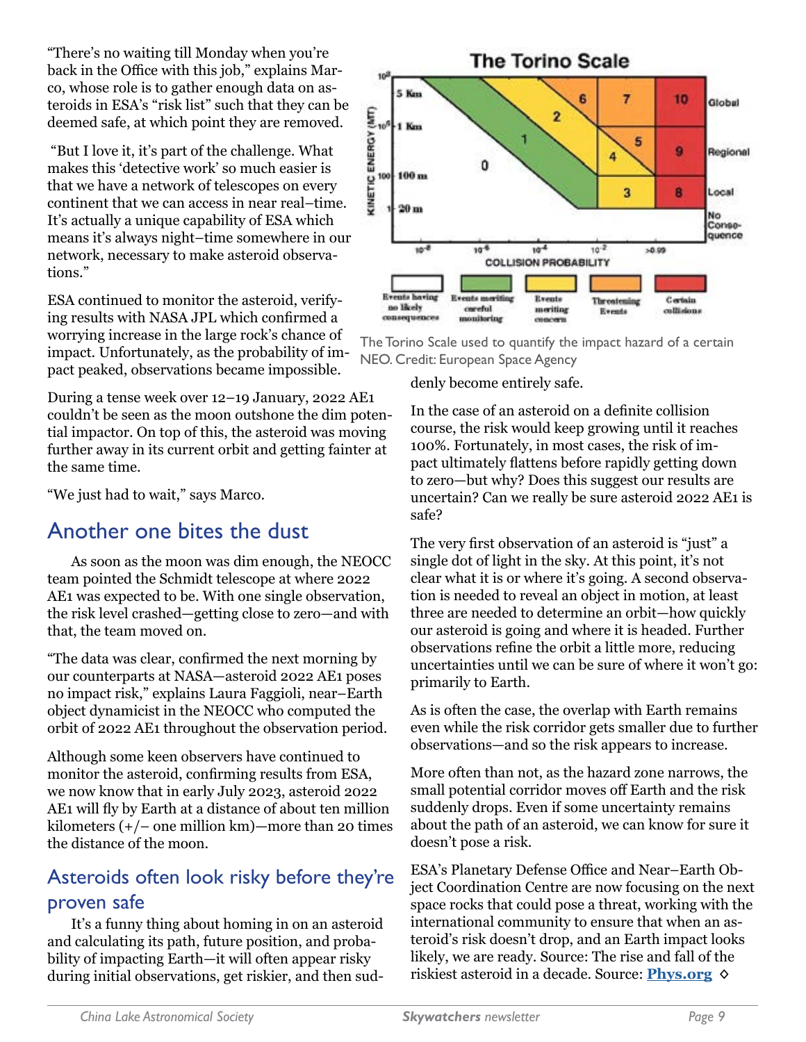"There's no waiting till Monday when you're back in the Office with this job," explains Marco, whose role is to gather enough data on asteroids in ESA's "risk list" such that they can be deemed safe, at which point they are removed.

"But I love it, it's part of the challenge. What makes this 'detective work' so much easier is that we have a network of telescopes on every continent that we can access in near real–time. It's actually a unique capability of ESA which means it's always night–time somewhere in our network, necessary to make asteroid observations."

ESA continued to monitor the asteroid, verifying results with NASA JPL which confirmed a worrying increase in the large rock's chance of impact. Unfortunately, as the probability of impact peaked, observations became impossible.

During a tense week over 12–19 January, 2022 AE1 couldn't be seen as the moon outshone the dim potential impactor. On top of this, the asteroid was moving further away in its current orbit and getting fainter at the same time.

"We just had to wait," says Marco.

## Another one bites the dust

As soon as the moon was dim enough, the NEOCC team pointed the Schmidt telescope at where 2022 AE1 was expected to be. With one single observation, the risk level crashed—getting close to zero—and with that, the team moved on.

"The data was clear, confirmed the next morning by our counterparts at NASA—asteroid 2022 AE1 poses no impact risk," explains Laura Faggioli, near–Earth object dynamicist in the NEOCC who computed the orbit of 2022 AE1 throughout the observation period.

Although some keen observers have continued to monitor the asteroid, confirming results from ESA, we now know that in early July 2023, asteroid 2022 AE1 will fly by Earth at a distance of about ten million kilometers (+/– one million km)—more than 20 times the distance of the moon.

## Asteroids often look risky before they're proven safe

It's a funny thing about homing in on an asteroid and calculating its path, future position, and probability of impacting Earth—it will often appear risky during initial observations, get riskier, and then suddenly become entirely safe.

The Torino Scale used to quantify the impact hazard of a certain NEO. Credit: European Space Agency

In the case of an asteroid on a definite collision course, the risk would keep growing until it reaches 100%. Fortunately, in most cases, the risk of impact ultimately flattens before rapidly getting down to zero—but why? Does this suggest our results are uncertain? Can we really be sure asteroid 2022 AE1 is safe?

The very first observation of an asteroid is "just" a single dot of light in the sky. At this point, it's not clear what it is or where it's going. A second observation is needed to reveal an object in motion, at least three are needed to determine an orbit—how quickly our asteroid is going and where it is headed. Further observations refine the orbit a little more, reducing uncertainties until we can be sure of where it won't go: primarily to Earth.

As is often the case, the overlap with Earth remains even while the risk corridor gets smaller due to further observations—and so the risk appears to increase.

More often than not, as the hazard zone narrows, the small potential corridor moves off Earth and the risk suddenly drops. Even if some uncertainty remains about the path of an asteroid, we can know for sure it doesn't pose a risk.

ESA's Planetary Defense Office and Near–Earth Object Coordination Centre are now focusing on the next space rocks that could pose a threat, working with the international community to ensure that when an asteroid's risk doesn't drop, and an Earth impact looks likely, we are ready. Source: The rise and fall of the riskiest asteroid in a decade. Source: **Phys.org** ◇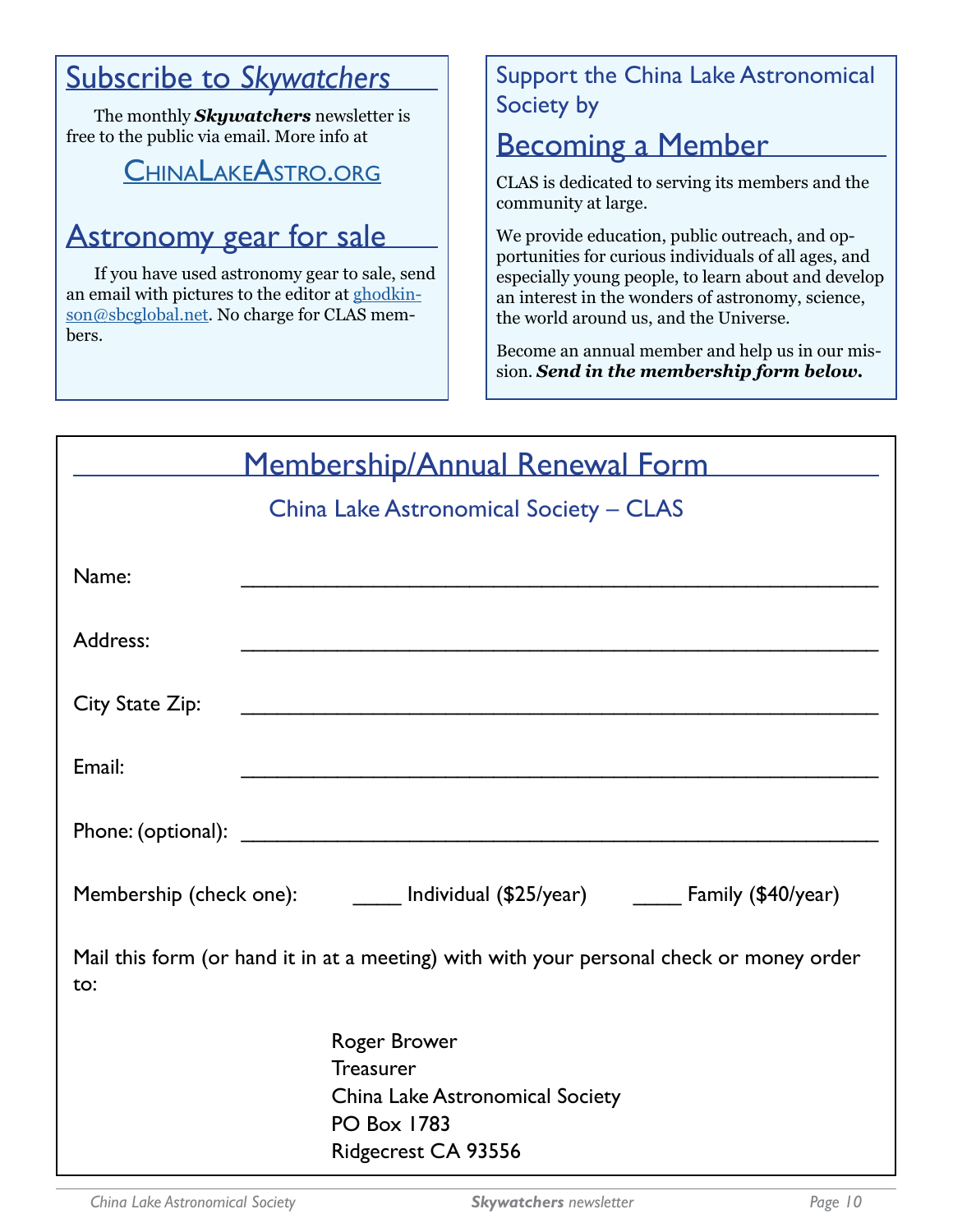## Subscribe to *Skywatchers*

The monthly ***Skywatchers*** newsletter is free to the public via email. More info at

CHINALAKEASTRO.ORG

## Astronomy gear for sale

If you have used astronomy gear to sale, send an email with pictures to the editor at ghodkinson@sbcglobal.net. No charge for CLAS members.

Support the China Lake Astronomical Society by

## Becoming a Member

CLAS is dedicated to serving its members and the community at large.

We provide education, public outreach, and opportunities for curious individuals of all ages, and especially young people, to learn about and develop an interest in the wonders of astronomy, science, the world around us, and the Universe.

Become an annual member and help us in our mission. ***Send in the membership form below.***

## Membership/Annual Renewal Form

China Lake Astronomical Society – CLAS

Name: ______________________________________________

Address: ______________________________________________

City State Zip: ______________________________________________

Email: ______________________________________________

Phone: (optional): ______________________________________________

Membership (check one): _____ Individual ($25/year) _____ Family ($40/year)

Mail this form (or hand it in at a meeting) with with your personal check or money order to:

Roger Brower
Treasurer
China Lake Astronomical Society
PO Box 1783
Ridgecrest CA 93556